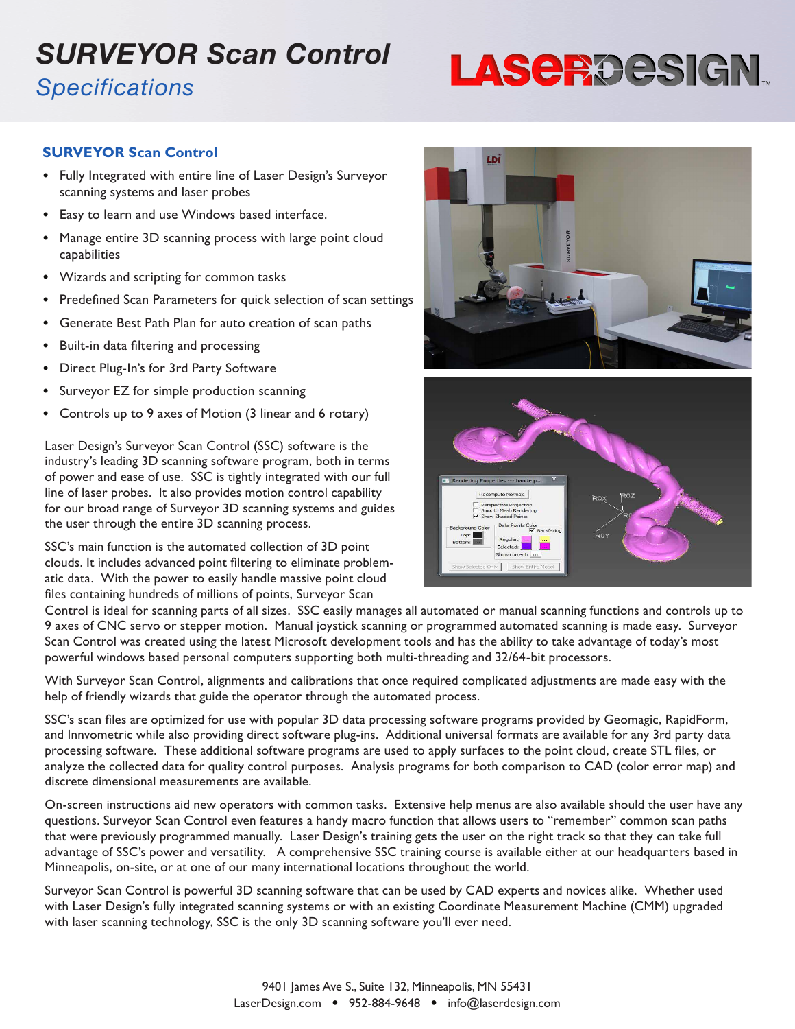# SURVEYOR Scan Control

## *Specifications*

LASERDESIGN™

### SURVEYOR Scan Control

- Fully Integrated with entire line of Laser Design's Surveyor scanning systems and laser probes
- Easy to learn and use Windows based interface.
- Manage entire 3D scanning process with large point cloud capabilities
- Wizards and scripting for common tasks
- Predefined Scan Parameters for quick selection of scan settings
- Generate Best Path Plan for auto creation of scan paths
- Built-in data filtering and processing
- Direct Plug-In's for 3rd Party Software
- Surveyor EZ for simple production scanning
- Controls up to 9 axes of Motion (3 linear and 6 rotary)

Laser Design's Surveyor Scan Control (SSC) software is the industry's leading 3D scanning software program, both in terms of power and ease of use. SSC is tightly integrated with our full line of laser probes. It also provides motion control capability for our broad range of Surveyor 3D scanning systems and guides the user through the entire 3D scanning process.

SSC's main function is the automated collection of 3D point clouds. It includes advanced point filtering to eliminate problematic data. With the power to easily handle massive point cloud files containing hundreds of millions of points, Surveyor Scan Control is ideal for scanning parts of all sizes. SSC easily manages all automated or manual scanning functions and controls up to 9 axes of CNC servo or stepper motion. Manual joystick scanning or programmed automated scanning is made easy. Surveyor Scan Control was created using the latest Microsoft development tools and has the ability to take advantage of today's most powerful windows based personal computers supporting both multi-threading and 32/64-bit processors.

With Surveyor Scan Control, alignments and calibrations that once required complicated adjustments are made easy with the help of friendly wizards that guide the operator through the automated process.

SSC's scan files are optimized for use with popular 3D data processing software programs provided by Geomagic, RapidForm, and Innvometric while also providing direct software plug-ins. Additional universal formats are available for any 3rd party data processing software. These additional software programs are used to apply surfaces to the point cloud, create STL files, or analyze the collected data for quality control purposes. Analysis programs for both comparison to CAD (color error map) and discrete dimensional measurements are available.

On-screen instructions aid new operators with common tasks. Extensive help menus are also available should the user have any questions. Surveyor Scan Control even features a handy macro function that allows users to "remember" common scan paths that were previously programmed manually. Laser Design's training gets the user on the right track so that they can take full advantage of SSC's power and versatility. A comprehensive SSC training course is available either at our headquarters based in Minneapolis, on-site, or at one of our many international locations throughout the world.

Surveyor Scan Control is powerful 3D scanning software that can be used by CAD experts and novices alike. Whether used with Laser Design's fully integrated scanning systems or with an existing Coordinate Measurement Machine (CMM) upgraded with laser scanning technology, SSC is the only 3D scanning software you'll ever need.

9401 James Ave S., Suite 132, Minneapolis, MN 55431
LaserDesign.com • 952-884-9648 • info@laserdesign.com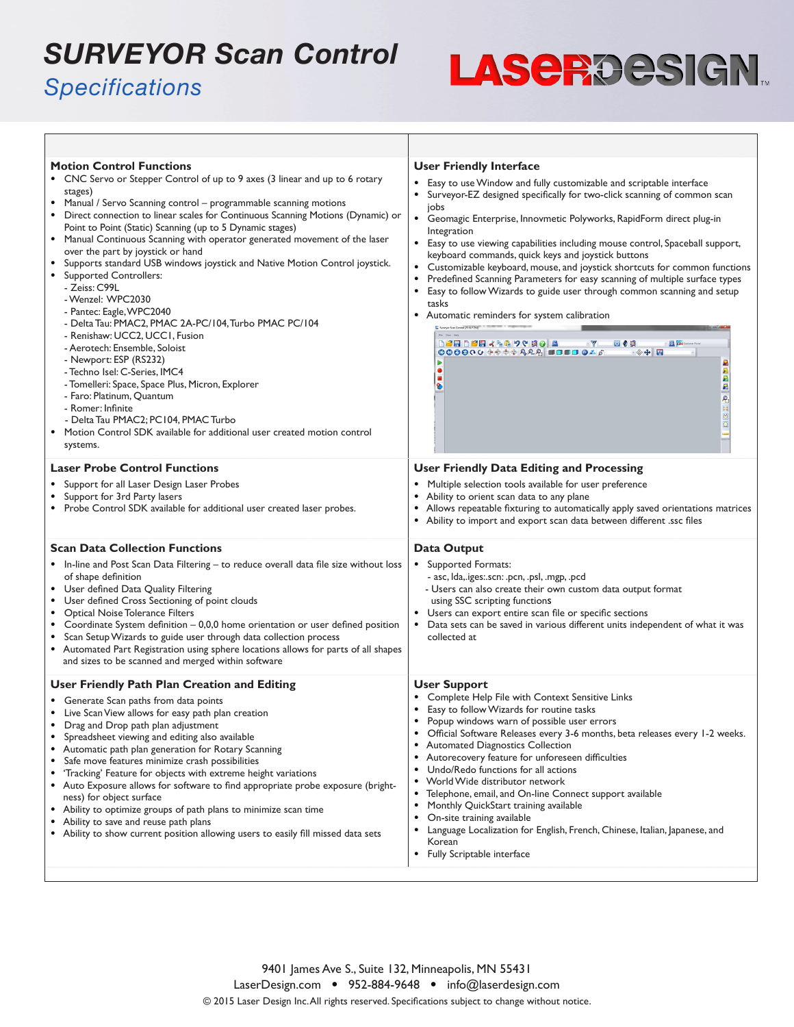# SURVEYOR Scan Control

## Specifications

LASERDESIGN™

### Motion Control Functions

- CNC Servo or Stepper Control of up to 9 axes (3 linear and up to 6 rotary stages)
- Manual / Servo Scanning control – programmable scanning motions
- Direct connection to linear scales for Continuous Scanning Motions (Dynamic) or Point to Point (Static) Scanning (up to 5 Dynamic stages)
- Manual Continuous Scanning with operator generated movement of the laser over the part by joystick or hand
- Supports standard USB windows joystick and Native Motion Control joystick.
- Supported Controllers:
  - Zeiss: C99L
  - Wenzel: WPC2030
  - Pantec: Eagle, WPC2040
  - Delta Tau: PMAC2, PMAC 2A-PC/104, Turbo PMAC PC/104
  - Renishaw: UCC2, UCC1, Fusion
  - Aerotech: Ensemble, Soloist
  - Newport: ESP (RS232)
  - Techno Isel: C-Series, IMC4
  - Tomelleri: Space, Space Plus, Micron, Explorer
  - Faro: Platinum, Quantum
  - Romer: Infinite
  - Delta Tau PMAC2; PC104, PMAC Turbo
- Motion Control SDK available for additional user created motion control systems.

### User Friendly Interface

- Easy to use Window and fully customizable and scriptable interface
- Surveyor-EZ designed specifically for two-click scanning of common scan jobs
- Geomagic Enterprise, Innovmetic Polyworks, RapidForm direct plug-in Integration
- Easy to use viewing capabilities including mouse control, Spaceball support, keyboard commands, quick keys and joystick buttons
- Customizable keyboard, mouse, and joystick shortcuts for common functions
- Predefined Scanning Parameters for easy scanning of multiple surface types
- Easy to follow Wizards to guide user through common scanning and setup tasks
- Automatic reminders for system calibration

### Laser Probe Control Functions

- Support for all Laser Design Laser Probes
- Support for 3rd Party lasers
- Probe Control SDK available for additional user created laser probes.

### User Friendly Data Editing and Processing

- Multiple selection tools available for user preference
- Ability to orient scan data to any plane
- Allows repeatable fixturing to automatically apply saved orientations matrices
- Ability to import and export scan data between different .ssc files

### Scan Data Collection Functions

- In-line and Post Scan Data Filtering – to reduce overall data file size without loss of shape definition
- User defined Data Quality Filtering
- User defined Cross Sectioning of point clouds
- Optical Noise Tolerance Filters
- Coordinate System definition – 0,0,0 home orientation or user defined position
- Scan Setup Wizards to guide user through data collection process
- Automated Part Registration using sphere locations allows for parts of all shapes and sizes to be scanned and merged within software

### Data Output

- Supported Formats:
  - asc, lda,.iges:.scn: .pcn, .psl, .mgp, .pcd
  - Users can also create their own custom data output format using SSC scripting functions
- Users can export entire scan file or specific sections
- Data sets can be saved in various different units independent of what it was collected at

### User Friendly Path Plan Creation and Editing

- Generate Scan paths from data points
- Live Scan View allows for easy path plan creation
- Drag and Drop path plan adjustment
- Spreadsheet viewing and editing also available
- Automatic path plan generation for Rotary Scanning
- Safe move features minimize crash possibilities
- 'Tracking' Feature for objects with extreme height variations
- Auto Exposure allows for software to find appropriate probe exposure (brightness) for object surface
- Ability to optimize groups of path plans to minimize scan time
- Ability to save and reuse path plans
- Ability to show current position allowing users to easily fill missed data sets

### User Support

- Complete Help File with Context Sensitive Links
- Easy to follow Wizards for routine tasks
- Popup windows warn of possible user errors
- Official Software Releases every 3-6 months, beta releases every 1-2 weeks.
- Automated Diagnostics Collection
- Autorecovery feature for unforeseen difficulties
- Undo/Redo functions for all actions
- World Wide distributor network
- Telephone, email, and On-line Connect support available
- Monthly QuickStart training available
- On-site training available
- Language Localization for English, French, Chinese, Italian, Japanese, and Korean
- Fully Scriptable interface

9401 James Ave S., Suite 132, Minneapolis, MN 55431

LaserDesign.com • 952-884-9648 • info@laserdesign.com

© 2015 Laser Design Inc. All rights reserved. Specifications subject to change without notice.